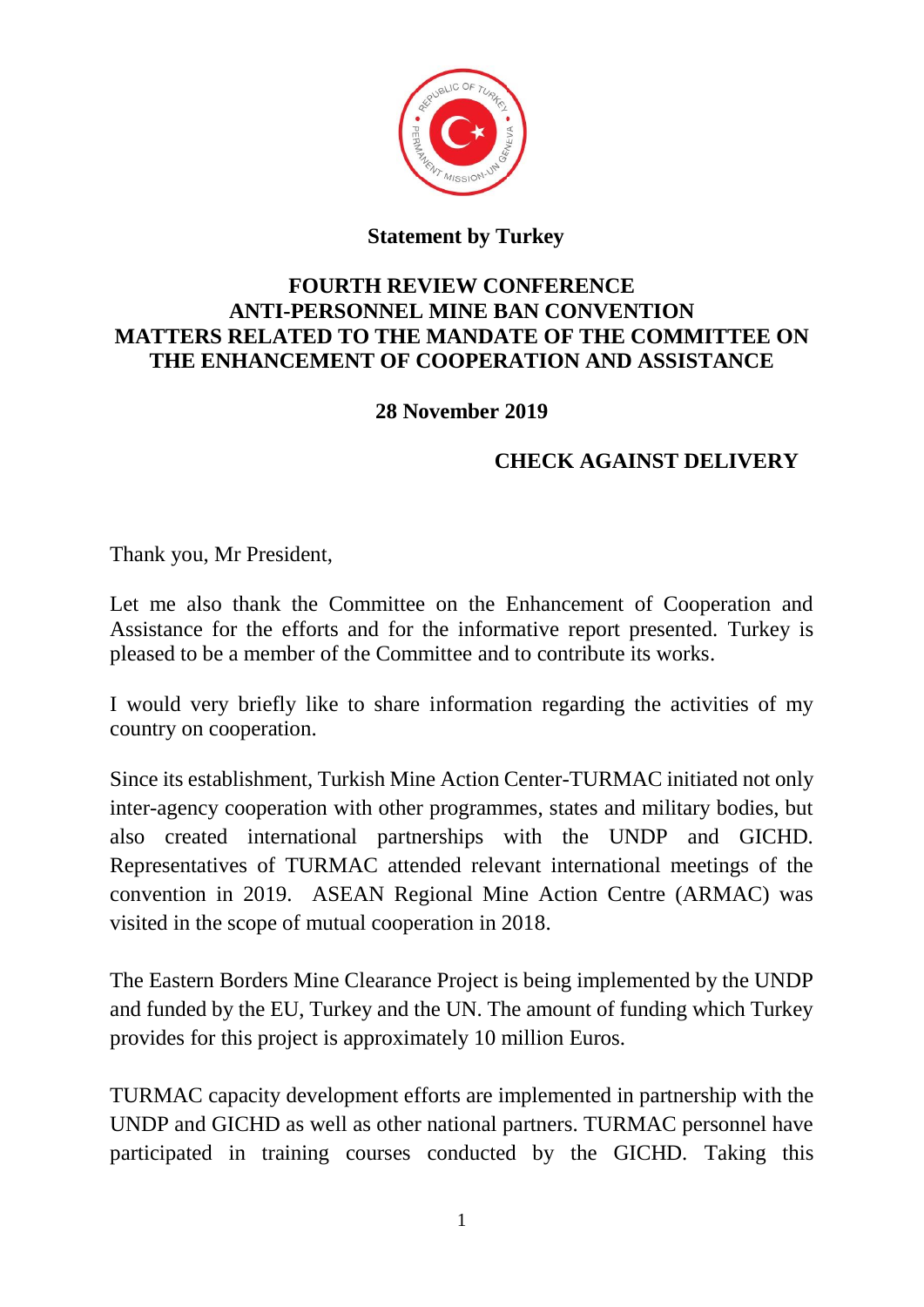**Statement by Turkey**

**FOURTH REVIEW CONFERENCE**
**ANTI-PERSONNEL MINE BAN CONVENTION**
**MATTERS RELATED TO THE MANDATE OF THE COMMITTEE ON THE ENHANCEMENT OF COOPERATION AND ASSISTANCE**

**28 November 2019**

**CHECK AGAINST DELIVERY**

Thank you, Mr President,

Let me also thank the Committee on the Enhancement of Cooperation and Assistance for the efforts and for the informative report presented. Turkey is pleased to be a member of the Committee and to contribute its works.

I would very briefly like to share information regarding the activities of my country on cooperation.

Since its establishment, Turkish Mine Action Center-TURMAC initiated not only inter-agency cooperation with other programmes, states and military bodies, but also created international partnerships with the UNDP and GICHD. Representatives of TURMAC attended relevant international meetings of the convention in 2019. ASEAN Regional Mine Action Centre (ARMAC) was visited in the scope of mutual cooperation in 2018.

The Eastern Borders Mine Clearance Project is being implemented by the UNDP and funded by the EU, Turkey and the UN. The amount of funding which Turkey provides for this project is approximately 10 million Euros.

TURMAC capacity development efforts are implemented in partnership with the UNDP and GICHD as well as other national partners. TURMAC personnel have participated in training courses conducted by the GICHD. Taking this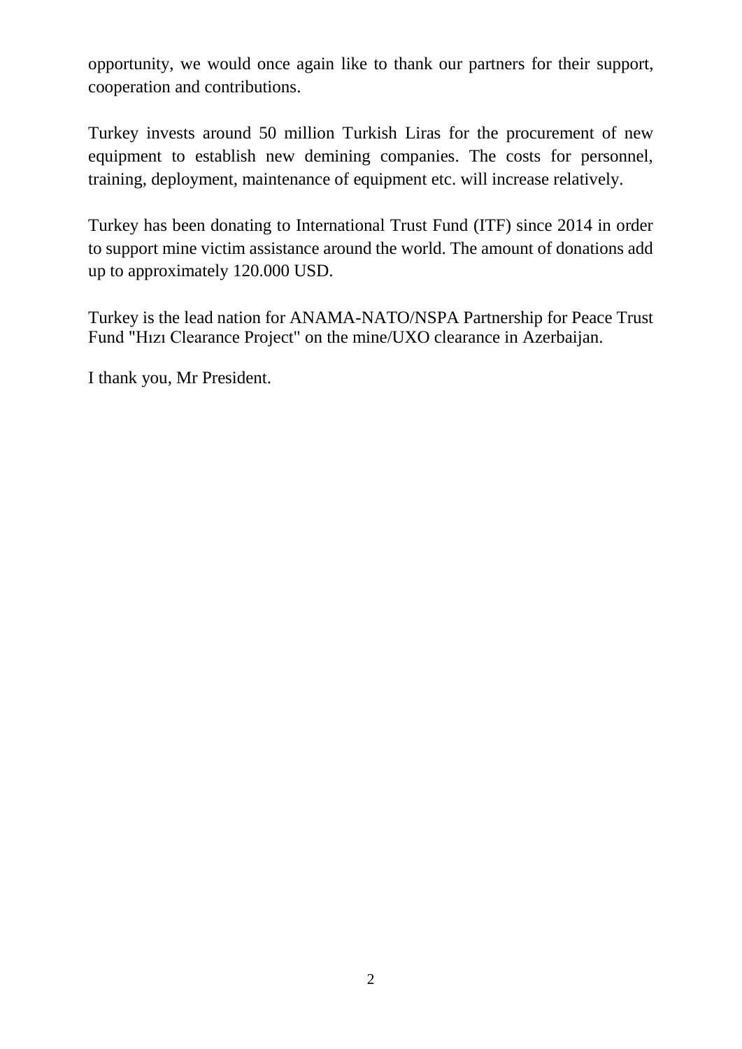opportunity, we would once again like to thank our partners for their support, cooperation and contributions.

Turkey invests around 50 million Turkish Liras for the procurement of new equipment to establish new demining companies. The costs for personnel, training, deployment, maintenance of equipment etc. will increase relatively.

Turkey has been donating to International Trust Fund (ITF) since 2014 in order to support mine victim assistance around the world. The amount of donations add up to approximately 120.000 USD.

Turkey is the lead nation for ANAMA-NATO/NSPA Partnership for Peace Trust Fund "Hızı Clearance Project" on the mine/UXO clearance in Azerbaijan.

I thank you, Mr President.